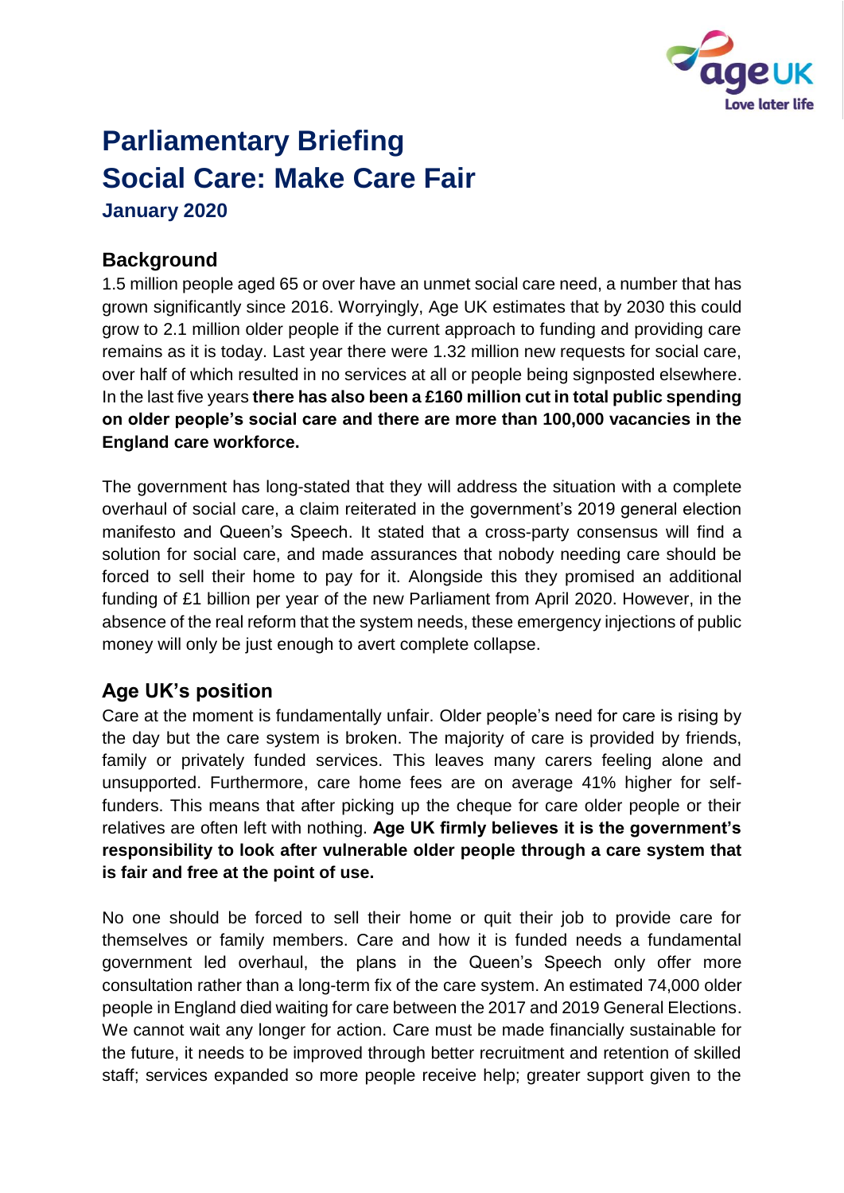# Parliamentary Briefing
# Social Care: Make Care Fair

### January 2020

## Background

1.5 million people aged 65 or over have an unmet social care need, a number that has grown significantly since 2016. Worryingly, Age UK estimates that by 2030 this could grow to 2.1 million older people if the current approach to funding and providing care remains as it is today. Last year there were 1.32 million new requests for social care, over half of which resulted in no services at all or people being signposted elsewhere. In the last five years **there has also been a £160 million cut in total public spending on older people's social care and there are more than 100,000 vacancies in the England care workforce.**

The government has long-stated that they will address the situation with a complete overhaul of social care, a claim reiterated in the government's 2019 general election manifesto and Queen's Speech. It stated that a cross-party consensus will find a solution for social care, and made assurances that nobody needing care should be forced to sell their home to pay for it. Alongside this they promised an additional funding of £1 billion per year of the new Parliament from April 2020. However, in the absence of the real reform that the system needs, these emergency injections of public money will only be just enough to avert complete collapse.

## Age UK's position

Care at the moment is fundamentally unfair. Older people's need for care is rising by the day but the care system is broken. The majority of care is provided by friends, family or privately funded services. This leaves many carers feeling alone and unsupported. Furthermore, care home fees are on average 41% higher for self-funders. This means that after picking up the cheque for care older people or their relatives are often left with nothing. **Age UK firmly believes it is the government's responsibility to look after vulnerable older people through a care system that is fair and free at the point of use.**

No one should be forced to sell their home or quit their job to provide care for themselves or family members. Care and how it is funded needs a fundamental government led overhaul, the plans in the Queen's Speech only offer more consultation rather than a long-term fix of the care system. An estimated 74,000 older people in England died waiting for care between the 2017 and 2019 General Elections. We cannot wait any longer for action. Care must be made financially sustainable for the future, it needs to be improved through better recruitment and retention of skilled staff; services expanded so more people receive help; greater support given to the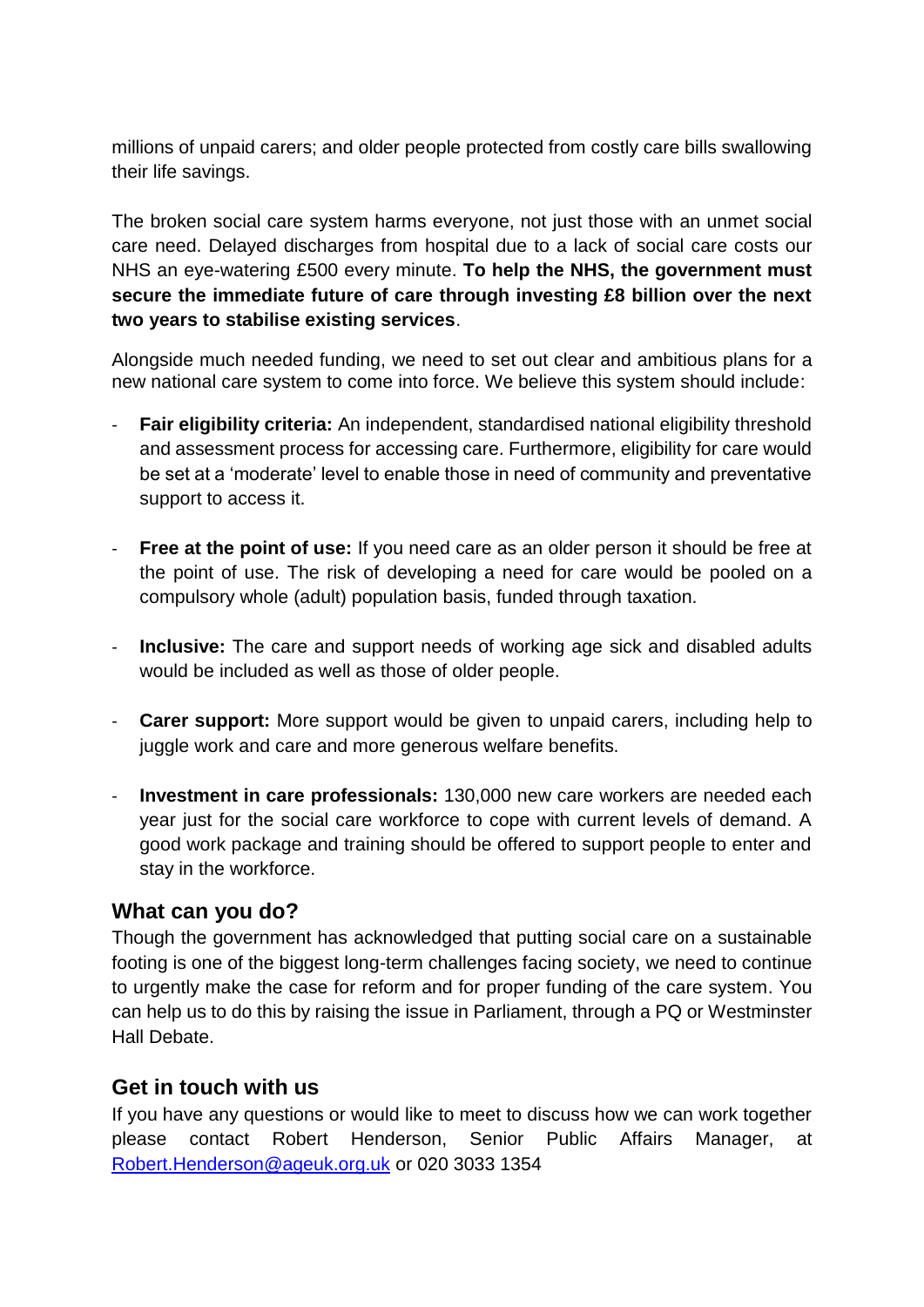millions of unpaid carers; and older people protected from costly care bills swallowing their life savings.

The broken social care system harms everyone, not just those with an unmet social care need. Delayed discharges from hospital due to a lack of social care costs our NHS an eye-watering £500 every minute. **To help the NHS, the government must secure the immediate future of care through investing £8 billion over the next two years to stabilise existing services**.

Alongside much needed funding, we need to set out clear and ambitious plans for a new national care system to come into force. We believe this system should include:

- **Fair eligibility criteria:** An independent, standardised national eligibility threshold and assessment process for accessing care. Furthermore, eligibility for care would be set at a 'moderate' level to enable those in need of community and preventative support to access it.

- **Free at the point of use:** If you need care as an older person it should be free at the point of use. The risk of developing a need for care would be pooled on a compulsory whole (adult) population basis, funded through taxation.

- **Inclusive:** The care and support needs of working age sick and disabled adults would be included as well as those of older people.

- **Carer support:** More support would be given to unpaid carers, including help to juggle work and care and more generous welfare benefits.

- **Investment in care professionals:** 130,000 new care workers are needed each year just for the social care workforce to cope with current levels of demand. A good work package and training should be offered to support people to enter and stay in the workforce.

## What can you do?

Though the government has acknowledged that putting social care on a sustainable footing is one of the biggest long-term challenges facing society, we need to continue to urgently make the case for reform and for proper funding of the care system. You can help us to do this by raising the issue in Parliament, through a PQ or Westminster Hall Debate.

## Get in touch with us

If you have any questions or would like to meet to discuss how we can work together please contact Robert Henderson, Senior Public Affairs Manager, at Robert.Henderson@ageuk.org.uk or 020 3033 1354